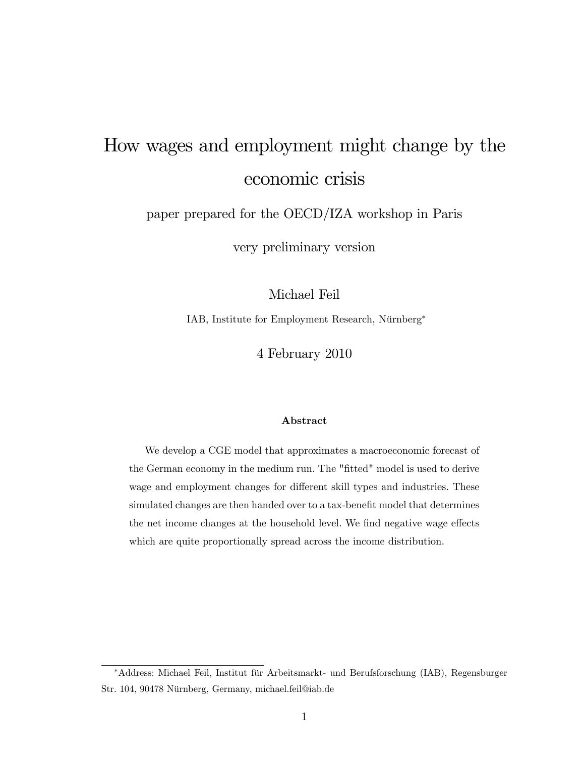# How wages and employment might change by the economic crisis

paper prepared for the OECD/IZA workshop in Paris

very preliminary version

Michael Feil

IAB, Institute for Employment Research, Nürnberg*

4 February 2010

### Abstract

We develop a CGE model that approximates a macroeconomic forecast of the German economy in the medium run. The "fitted" model is used to derive wage and employment changes for different skill types and industries. These simulated changes are then handed over to a tax-benefit model that determines the net income changes at the household level. We find negative wage effects which are quite proportionally spread across the income distribution.

---

*Address: Michael Feil, Institut für Arbeitsmarkt- und Berufsforschung (IAB), Regensburger Str. 104, 90478 Nürnberg, Germany, michael.feil@iab.de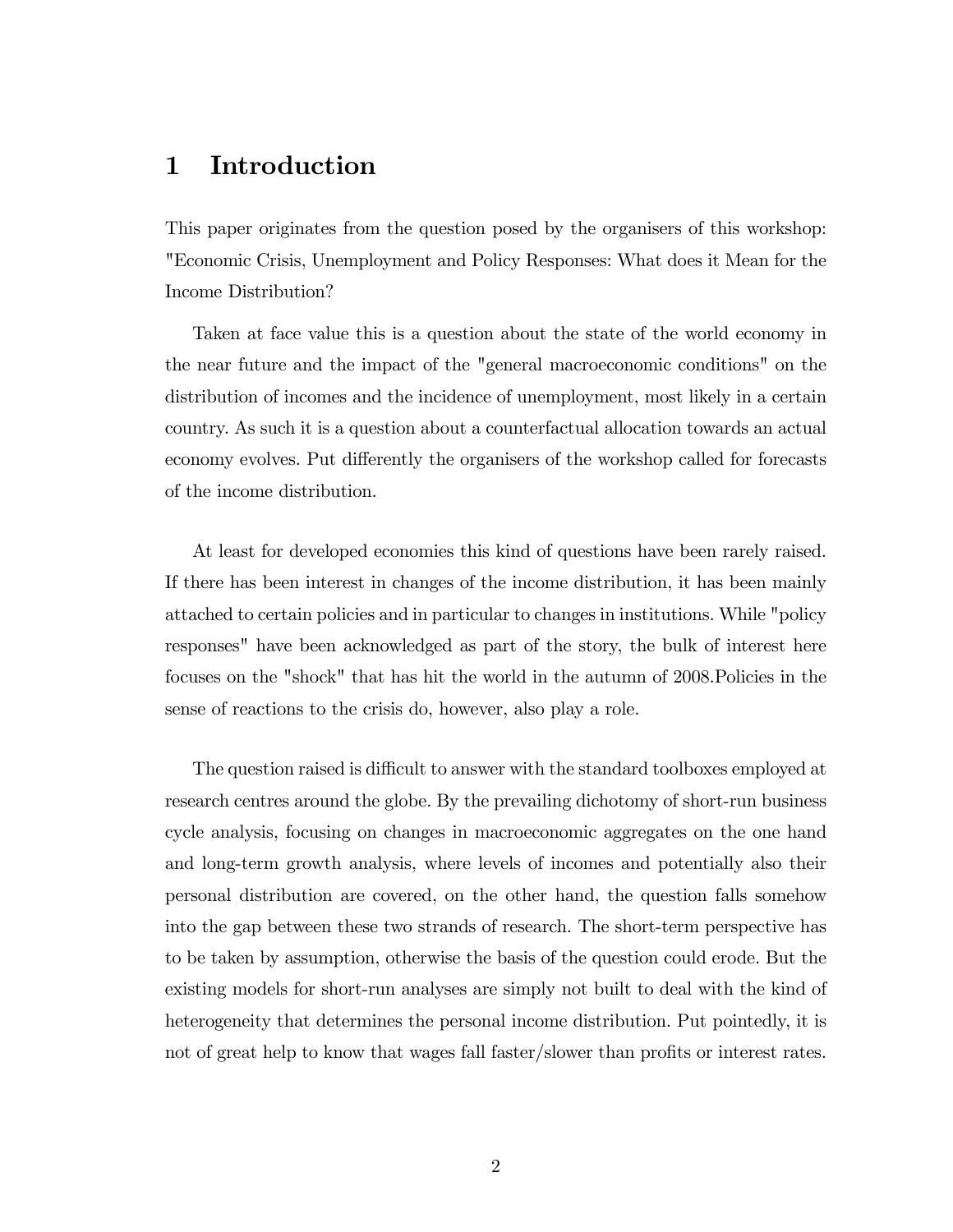# 1 Introduction

This paper originates from the question posed by the organisers of this workshop: "Economic Crisis, Unemployment and Policy Responses: What does it Mean for the Income Distribution?

Taken at face value this is a question about the state of the world economy in the near future and the impact of the "general macroeconomic conditions" on the distribution of incomes and the incidence of unemployment, most likely in a certain country. As such it is a question about a counterfactual allocation towards an actual economy evolves. Put differently the organisers of the workshop called for forecasts of the income distribution.

At least for developed economies this kind of questions have been rarely raised. If there has been interest in changes of the income distribution, it has been mainly attached to certain policies and in particular to changes in institutions. While "policy responses" have been acknowledged as part of the story, the bulk of interest here focuses on the "shock" that has hit the world in the autumn of 2008.Policies in the sense of reactions to the crisis do, however, also play a role.

The question raised is difficult to answer with the standard toolboxes employed at research centres around the globe. By the prevailing dichotomy of short-run business cycle analysis, focusing on changes in macroeconomic aggregates on the one hand and long-term growth analysis, where levels of incomes and potentially also their personal distribution are covered, on the other hand, the question falls somehow into the gap between these two strands of research. The short-term perspective has to be taken by assumption, otherwise the basis of the question could erode. But the existing models for short-run analyses are simply not built to deal with the kind of heterogeneity that determines the personal income distribution. Put pointedly, it is not of great help to know that wages fall faster/slower than profits or interest rates.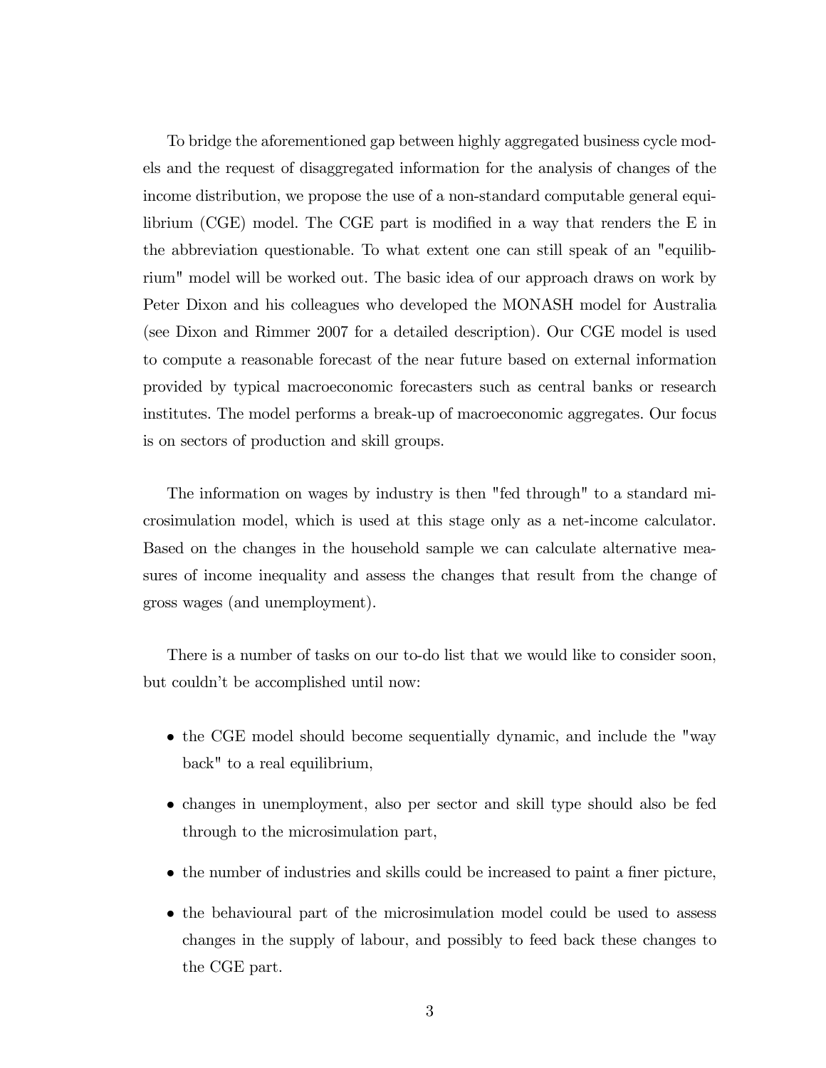To bridge the aforementioned gap between highly aggregated business cycle models and the request of disaggregated information for the analysis of changes of the income distribution, we propose the use of a non-standard computable general equilibrium (CGE) model. The CGE part is modified in a way that renders the E in the abbreviation questionable. To what extent one can still speak of an "equilibrium" model will be worked out. The basic idea of our approach draws on work by Peter Dixon and his colleagues who developed the MONASH model for Australia (see Dixon and Rimmer 2007 for a detailed description). Our CGE model is used to compute a reasonable forecast of the near future based on external information provided by typical macroeconomic forecasters such as central banks or research institutes. The model performs a break-up of macroeconomic aggregates. Our focus is on sectors of production and skill groups.

The information on wages by industry is then "fed through" to a standard microsimulation model, which is used at this stage only as a net-income calculator. Based on the changes in the household sample we can calculate alternative measures of income inequality and assess the changes that result from the change of gross wages (and unemployment).

There is a number of tasks on our to-do list that we would like to consider soon, but couldn't be accomplished until now:

- the CGE model should become sequentially dynamic, and include the "way back" to a real equilibrium,
- changes in unemployment, also per sector and skill type should also be fed through to the microsimulation part,
- the number of industries and skills could be increased to paint a finer picture,
- the behavioural part of the microsimulation model could be used to assess changes in the supply of labour, and possibly to feed back these changes to the CGE part.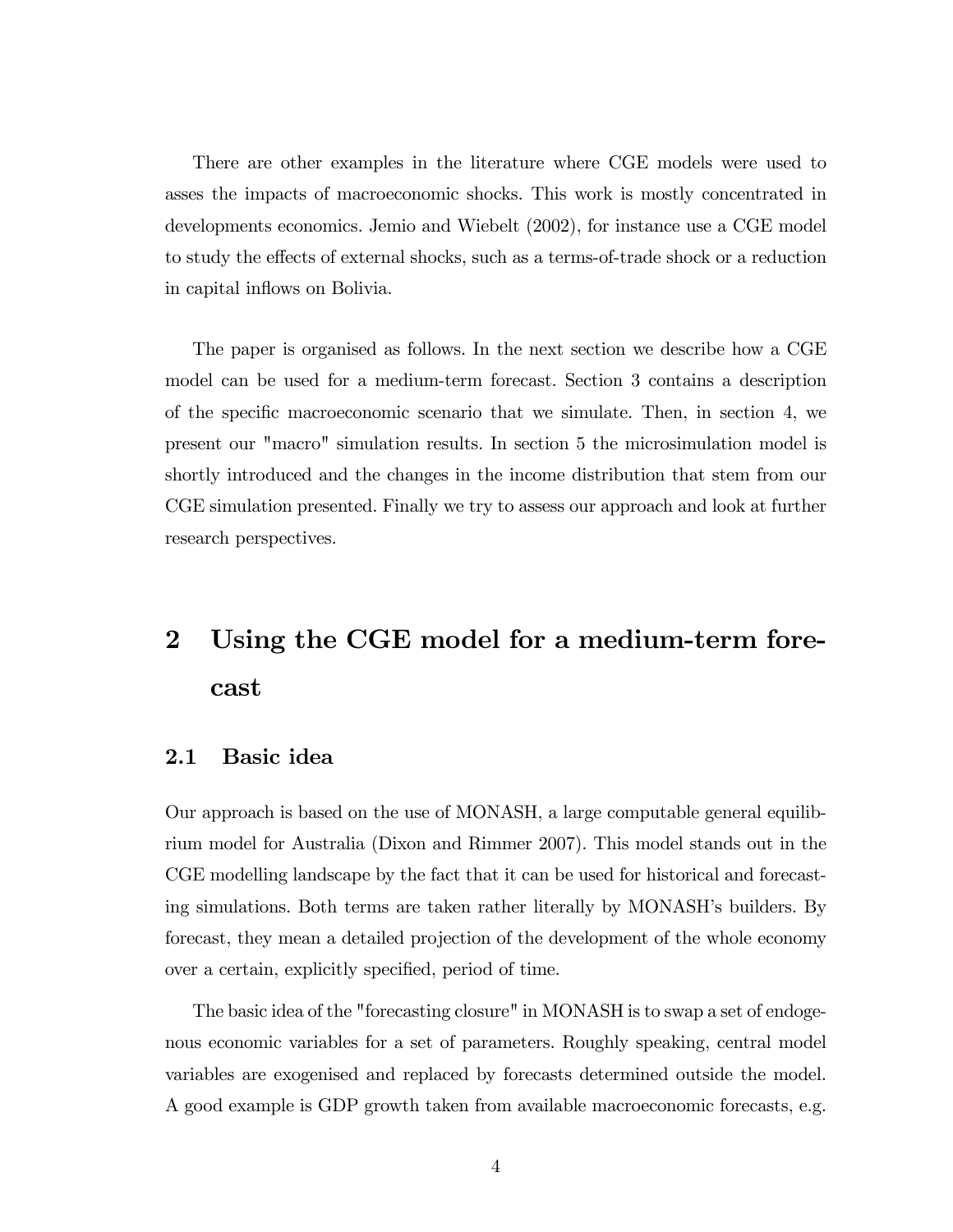There are other examples in the literature where CGE models were used to asses the impacts of macroeconomic shocks. This work is mostly concentrated in developments economics. Jemio and Wiebelt (2002), for instance use a CGE model to study the effects of external shocks, such as a terms-of-trade shock or a reduction in capital inflows on Bolivia.

The paper is organised as follows. In the next section we describe how a CGE model can be used for a medium-term forecast. Section 3 contains a description of the specific macroeconomic scenario that we simulate. Then, in section 4, we present our "macro" simulation results. In section 5 the microsimulation model is shortly introduced and the changes in the income distribution that stem from our CGE simulation presented. Finally we try to assess our approach and look at further research perspectives.

## 2 Using the CGE model for a medium-term forecast

### 2.1 Basic idea

Our approach is based on the use of MONASH, a large computable general equilibrium model for Australia (Dixon and Rimmer 2007). This model stands out in the CGE modelling landscape by the fact that it can be used for historical and forecasting simulations. Both terms are taken rather literally by MONASH's builders. By forecast, they mean a detailed projection of the development of the whole economy over a certain, explicitly specified, period of time.

The basic idea of the "forecasting closure" in MONASH is to swap a set of endogenous economic variables for a set of parameters. Roughly speaking, central model variables are exogenised and replaced by forecasts determined outside the model. A good example is GDP growth taken from available macroeconomic forecasts, e.g.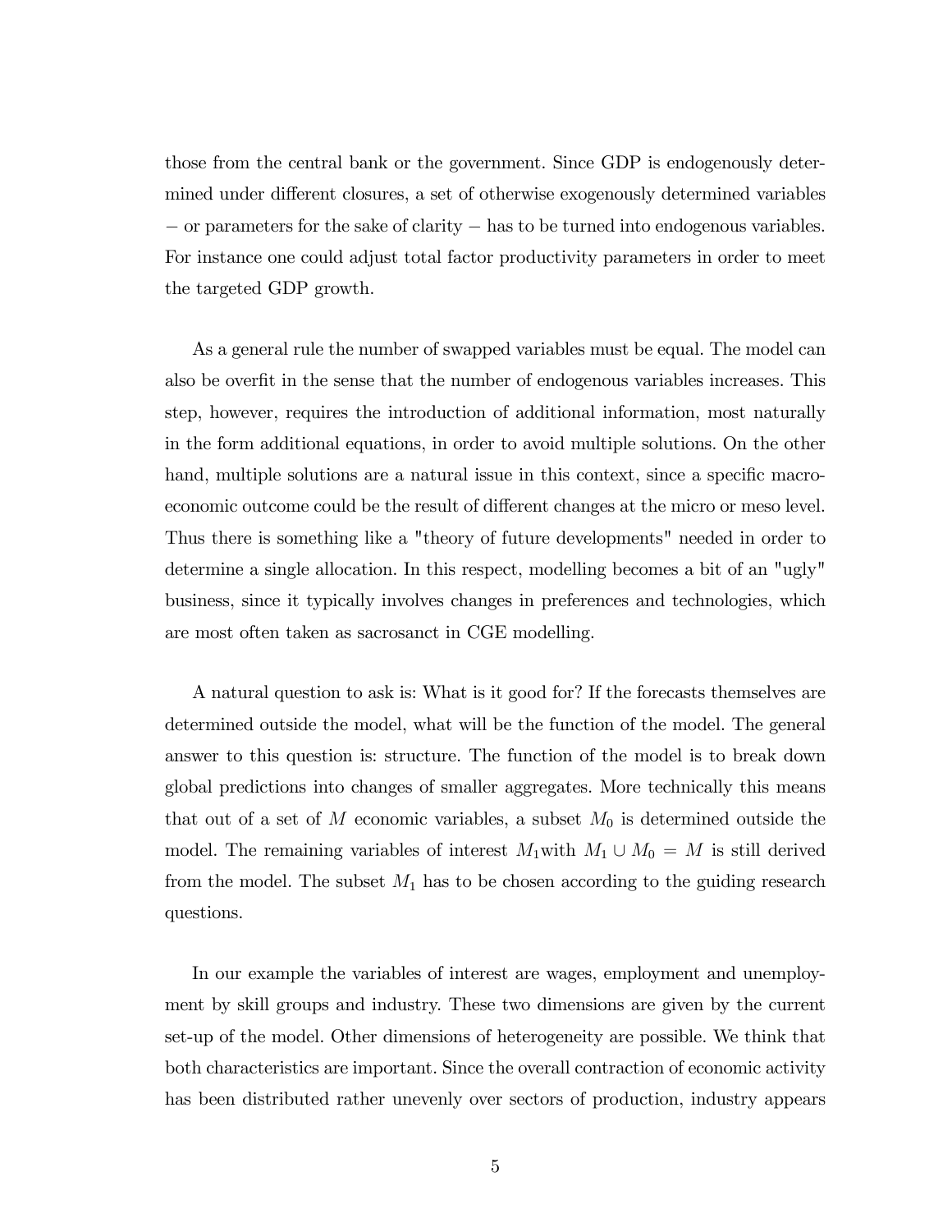those from the central bank or the government. Since GDP is endogenously determined under different closures, a set of otherwise exogenously determined variables − or parameters for the sake of clarity − has to be turned into endogenous variables. For instance one could adjust total factor productivity parameters in order to meet the targeted GDP growth.

As a general rule the number of swapped variables must be equal. The model can also be overfit in the sense that the number of endogenous variables increases. This step, however, requires the introduction of additional information, most naturally in the form additional equations, in order to avoid multiple solutions. On the other hand, multiple solutions are a natural issue in this context, since a specific macroeconomic outcome could be the result of different changes at the micro or meso level. Thus there is something like a "theory of future developments" needed in order to determine a single allocation. In this respect, modelling becomes a bit of an "ugly" business, since it typically involves changes in preferences and technologies, which are most often taken as sacrosanct in CGE modelling.

A natural question to ask is: What is it good for? If the forecasts themselves are determined outside the model, what will be the function of the model. The general answer to this question is: structure. The function of the model is to break down global predictions into changes of smaller aggregates. More technically this means that out of a set of $M$ economic variables, a subset $M_0$ is determined outside the model. The remaining variables of interest $M_1$with $M_1 \cup M_0 = M$ is still derived from the model. The subset $M_1$ has to be chosen according to the guiding research questions.

In our example the variables of interest are wages, employment and unemployment by skill groups and industry. These two dimensions are given by the current set-up of the model. Other dimensions of heterogeneity are possible. We think that both characteristics are important. Since the overall contraction of economic activity has been distributed rather unevenly over sectors of production, industry appears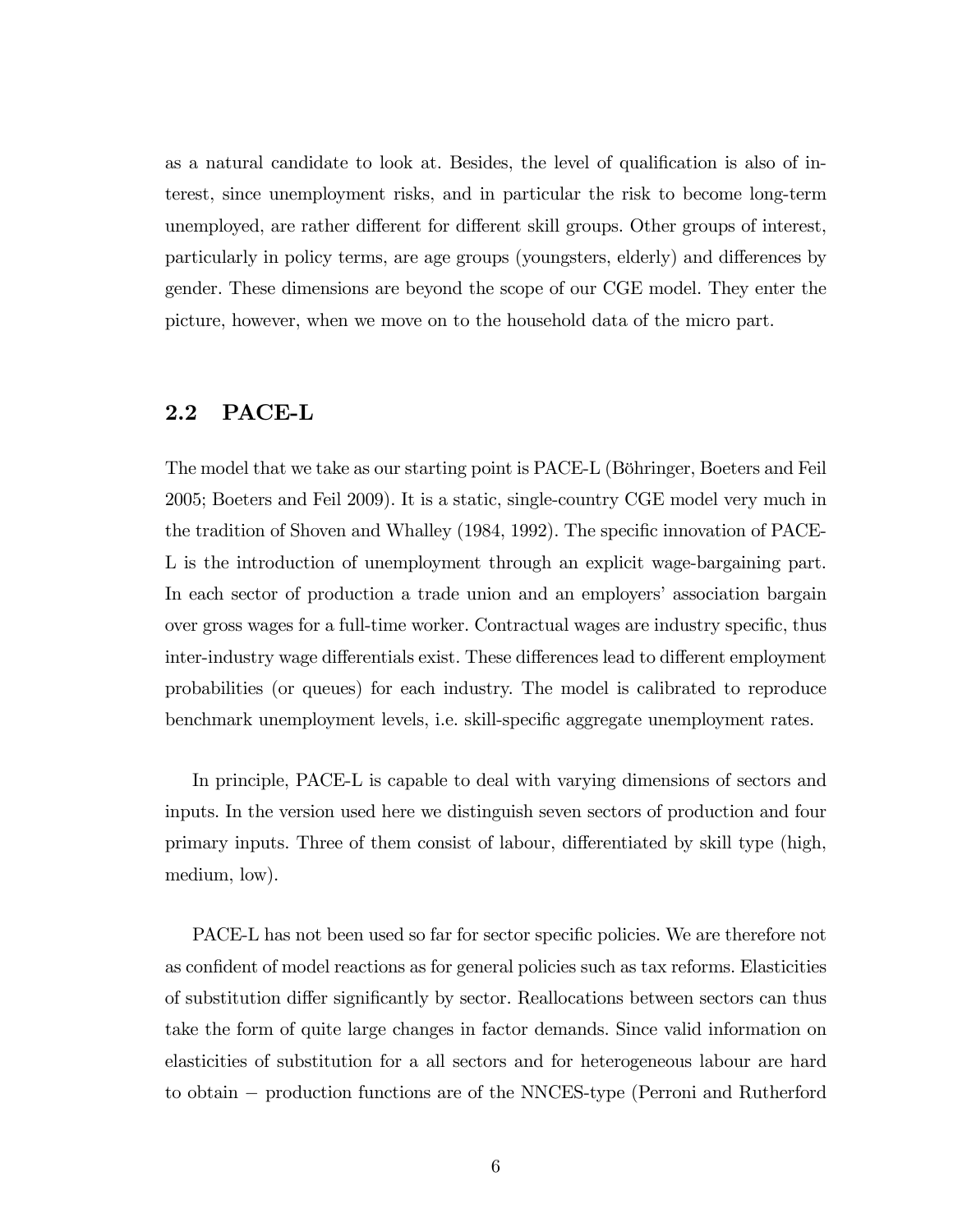as a natural candidate to look at. Besides, the level of qualification is also of interest, since unemployment risks, and in particular the risk to become long-term unemployed, are rather different for different skill groups. Other groups of interest, particularly in policy terms, are age groups (youngsters, elderly) and differences by gender. These dimensions are beyond the scope of our CGE model. They enter the picture, however, when we move on to the household data of the micro part.

## 2.2 PACE-L

The model that we take as our starting point is PACE-L (Böhringer, Boeters and Feil 2005; Boeters and Feil 2009). It is a static, single-country CGE model very much in the tradition of Shoven and Whalley (1984, 1992). The specific innovation of PACE-L is the introduction of unemployment through an explicit wage-bargaining part. In each sector of production a trade union and an employers' association bargain over gross wages for a full-time worker. Contractual wages are industry specific, thus inter-industry wage differentials exist. These differences lead to different employment probabilities (or queues) for each industry. The model is calibrated to reproduce benchmark unemployment levels, i.e. skill-specific aggregate unemployment rates.

In principle, PACE-L is capable to deal with varying dimensions of sectors and inputs. In the version used here we distinguish seven sectors of production and four primary inputs. Three of them consist of labour, differentiated by skill type (high, medium, low).

PACE-L has not been used so far for sector specific policies. We are therefore not as confident of model reactions as for general policies such as tax reforms. Elasticities of substitution differ significantly by sector. Reallocations between sectors can thus take the form of quite large changes in factor demands. Since valid information on elasticities of substitution for a all sectors and for heterogeneous labour are hard to obtain − production functions are of the NNCES-type (Perroni and Rutherford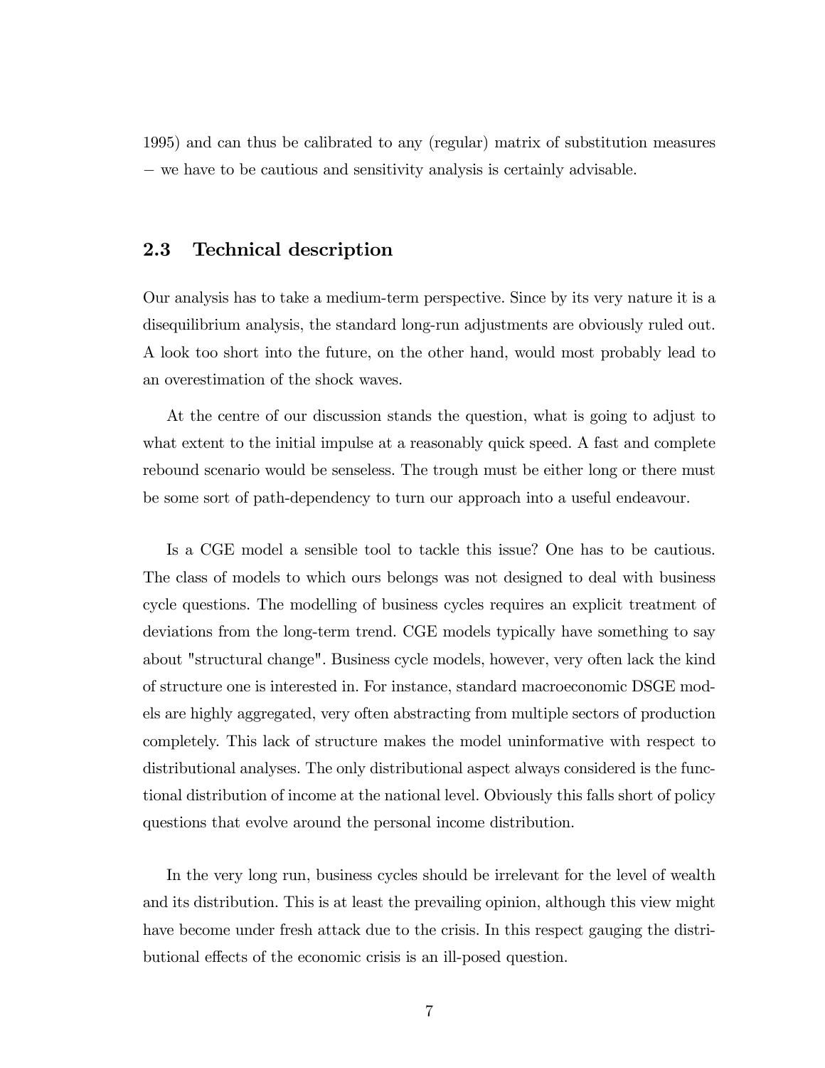1995) and can thus be calibrated to any (regular) matrix of substitution measures − we have to be cautious and sensitivity analysis is certainly advisable.

## 2.3 Technical description

Our analysis has to take a medium-term perspective. Since by its very nature it is a disequilibrium analysis, the standard long-run adjustments are obviously ruled out. A look too short into the future, on the other hand, would most probably lead to an overestimation of the shock waves.

At the centre of our discussion stands the question, what is going to adjust to what extent to the initial impulse at a reasonably quick speed. A fast and complete rebound scenario would be senseless. The trough must be either long or there must be some sort of path-dependency to turn our approach into a useful endeavour.

Is a CGE model a sensible tool to tackle this issue? One has to be cautious. The class of models to which ours belongs was not designed to deal with business cycle questions. The modelling of business cycles requires an explicit treatment of deviations from the long-term trend. CGE models typically have something to say about "structural change". Business cycle models, however, very often lack the kind of structure one is interested in. For instance, standard macroeconomic DSGE models are highly aggregated, very often abstracting from multiple sectors of production completely. This lack of structure makes the model uninformative with respect to distributional analyses. The only distributional aspect always considered is the functional distribution of income at the national level. Obviously this falls short of policy questions that evolve around the personal income distribution.

In the very long run, business cycles should be irrelevant for the level of wealth and its distribution. This is at least the prevailing opinion, although this view might have become under fresh attack due to the crisis. In this respect gauging the distributional effects of the economic crisis is an ill-posed question.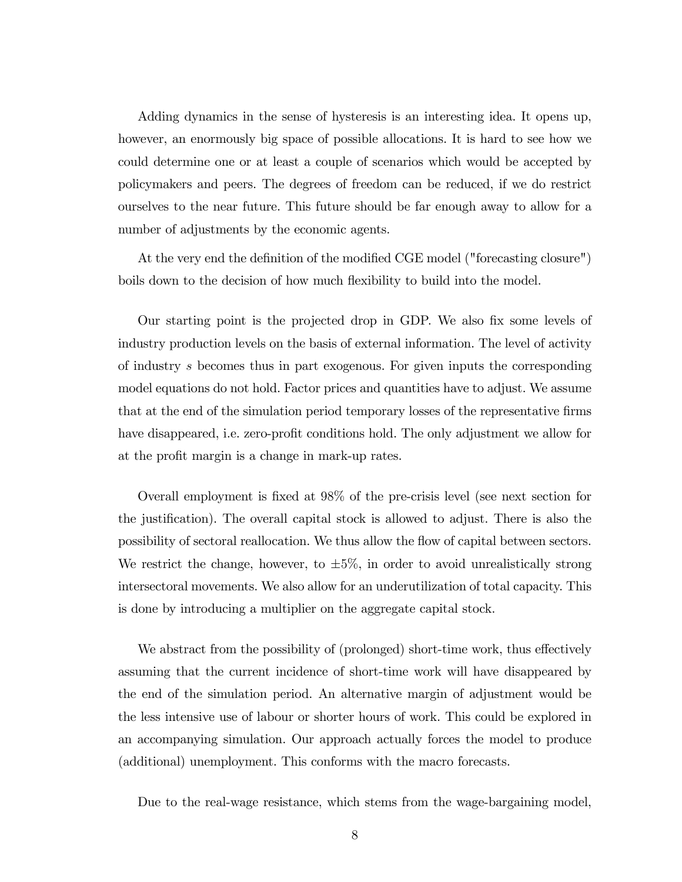Adding dynamics in the sense of hysteresis is an interesting idea. It opens up, however, an enormously big space of possible allocations. It is hard to see how we could determine one or at least a couple of scenarios which would be accepted by policymakers and peers. The degrees of freedom can be reduced, if we do restrict ourselves to the near future. This future should be far enough away to allow for a number of adjustments by the economic agents.

At the very end the definition of the modified CGE model ("forecasting closure") boils down to the decision of how much flexibility to build into the model.

Our starting point is the projected drop in GDP. We also fix some levels of industry production levels on the basis of external information. The level of activity of industry $s$ becomes thus in part exogenous. For given inputs the corresponding model equations do not hold. Factor prices and quantities have to adjust. We assume that at the end of the simulation period temporary losses of the representative firms have disappeared, i.e. zero-profit conditions hold. The only adjustment we allow for at the profit margin is a change in mark-up rates.

Overall employment is fixed at 98% of the pre-crisis level (see next section for the justification). The overall capital stock is allowed to adjust. There is also the possibility of sectoral reallocation. We thus allow the flow of capital between sectors. We restrict the change, however, to $\pm 5\%$, in order to avoid unrealistically strong intersectoral movements. We also allow for an underutilization of total capacity. This is done by introducing a multiplier on the aggregate capital stock.

We abstract from the possibility of (prolonged) short-time work, thus effectively assuming that the current incidence of short-time work will have disappeared by the end of the simulation period. An alternative margin of adjustment would be the less intensive use of labour or shorter hours of work. This could be explored in an accompanying simulation. Our approach actually forces the model to produce (additional) unemployment. This conforms with the macro forecasts.

Due to the real-wage resistance, which stems from the wage-bargaining model,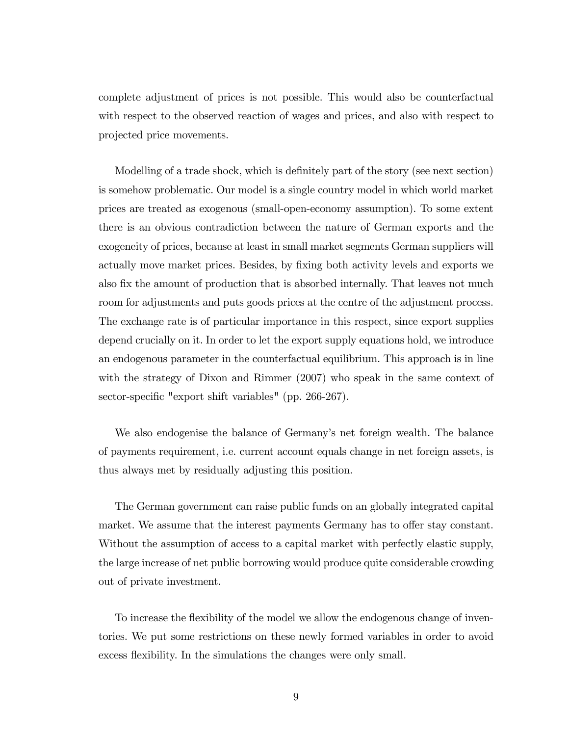complete adjustment of prices is not possible. This would also be counterfactual with respect to the observed reaction of wages and prices, and also with respect to projected price movements.

Modelling of a trade shock, which is definitely part of the story (see next section) is somehow problematic. Our model is a single country model in which world market prices are treated as exogenous (small-open-economy assumption). To some extent there is an obvious contradiction between the nature of German exports and the exogeneity of prices, because at least in small market segments German suppliers will actually move market prices. Besides, by fixing both activity levels and exports we also fix the amount of production that is absorbed internally. That leaves not much room for adjustments and puts goods prices at the centre of the adjustment process. The exchange rate is of particular importance in this respect, since export supplies depend crucially on it. In order to let the export supply equations hold, we introduce an endogenous parameter in the counterfactual equilibrium. This approach is in line with the strategy of Dixon and Rimmer (2007) who speak in the same context of sector-specific "export shift variables" (pp. 266-267).

We also endogenise the balance of Germany's net foreign wealth. The balance of payments requirement, i.e. current account equals change in net foreign assets, is thus always met by residually adjusting this position.

The German government can raise public funds on an globally integrated capital market. We assume that the interest payments Germany has to offer stay constant. Without the assumption of access to a capital market with perfectly elastic supply, the large increase of net public borrowing would produce quite considerable crowding out of private investment.

To increase the flexibility of the model we allow the endogenous change of inventories. We put some restrictions on these newly formed variables in order to avoid excess flexibility. In the simulations the changes were only small.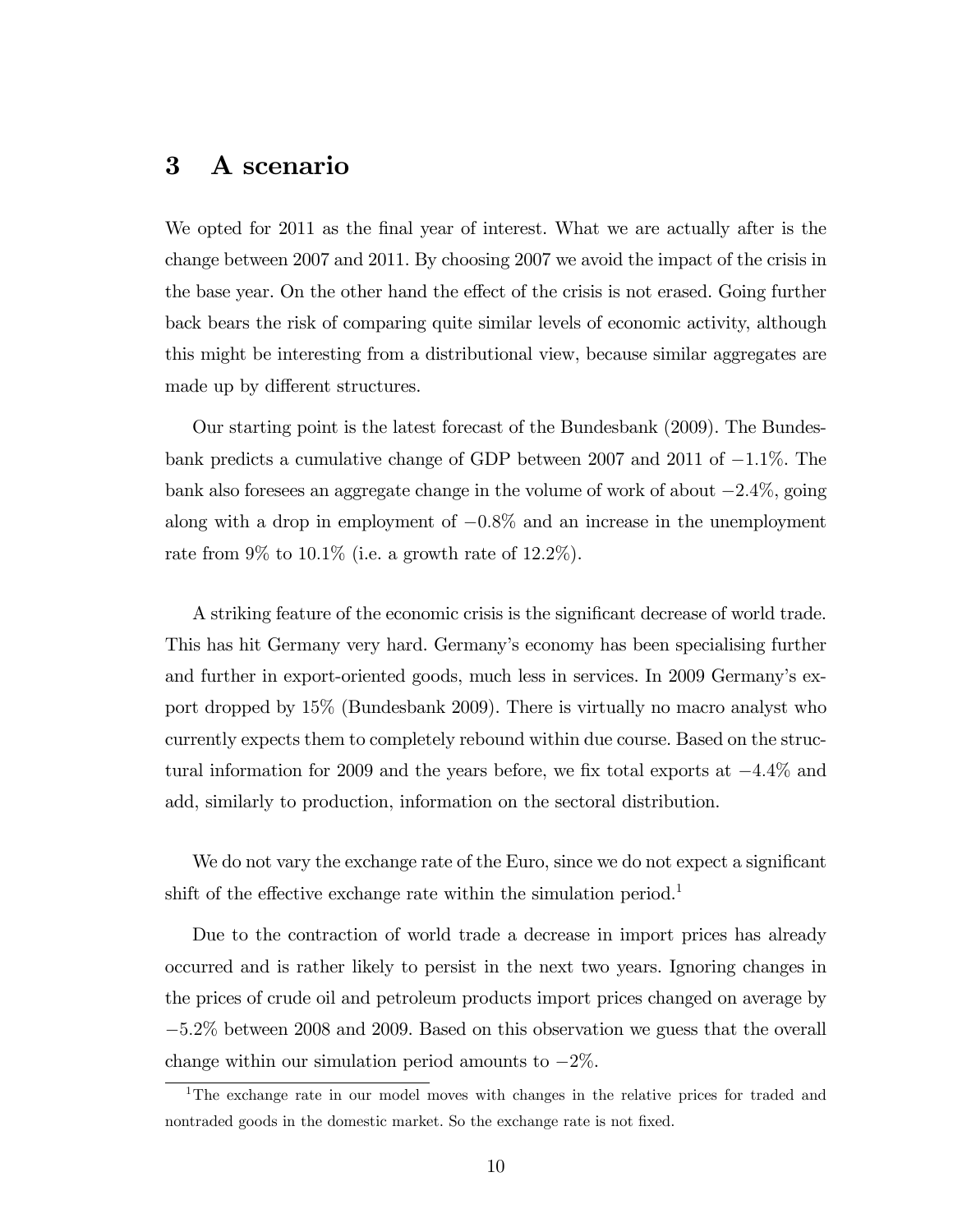## 3 A scenario

We opted for 2011 as the final year of interest. What we are actually after is the change between 2007 and 2011. By choosing 2007 we avoid the impact of the crisis in the base year. On the other hand the effect of the crisis is not erased. Going further back bears the risk of comparing quite similar levels of economic activity, although this might be interesting from a distributional view, because similar aggregates are made up by different structures.

Our starting point is the latest forecast of the Bundesbank (2009). The Bundesbank predicts a cumulative change of GDP between 2007 and 2011 of $-1.1\%$. The bank also foresees an aggregate change in the volume of work of about $-2.4\%$, going along with a drop in employment of $-0.8\%$ and an increase in the unemployment rate from 9% to 10.1% (i.e. a growth rate of 12.2%).

A striking feature of the economic crisis is the significant decrease of world trade. This has hit Germany very hard. Germany's economy has been specialising further and further in export-oriented goods, much less in services. In 2009 Germany's export dropped by 15% (Bundesbank 2009). There is virtually no macro analyst who currently expects them to completely rebound within due course. Based on the structural information for 2009 and the years before, we fix total exports at $-4.4\%$ and add, similarly to production, information on the sectoral distribution.

We do not vary the exchange rate of the Euro, since we do not expect a significant shift of the effective exchange rate within the simulation period.[1]

Due to the contraction of world trade a decrease in import prices has already occurred and is rather likely to persist in the next two years. Ignoring changes in the prices of crude oil and petroleum products import prices changed on average by $-5.2\%$ between 2008 and 2009. Based on this observation we guess that the overall change within our simulation period amounts to $-2\%$.

[1] The exchange rate in our model moves with changes in the relative prices for traded and nontraded goods in the domestic market. So the exchange rate is not fixed.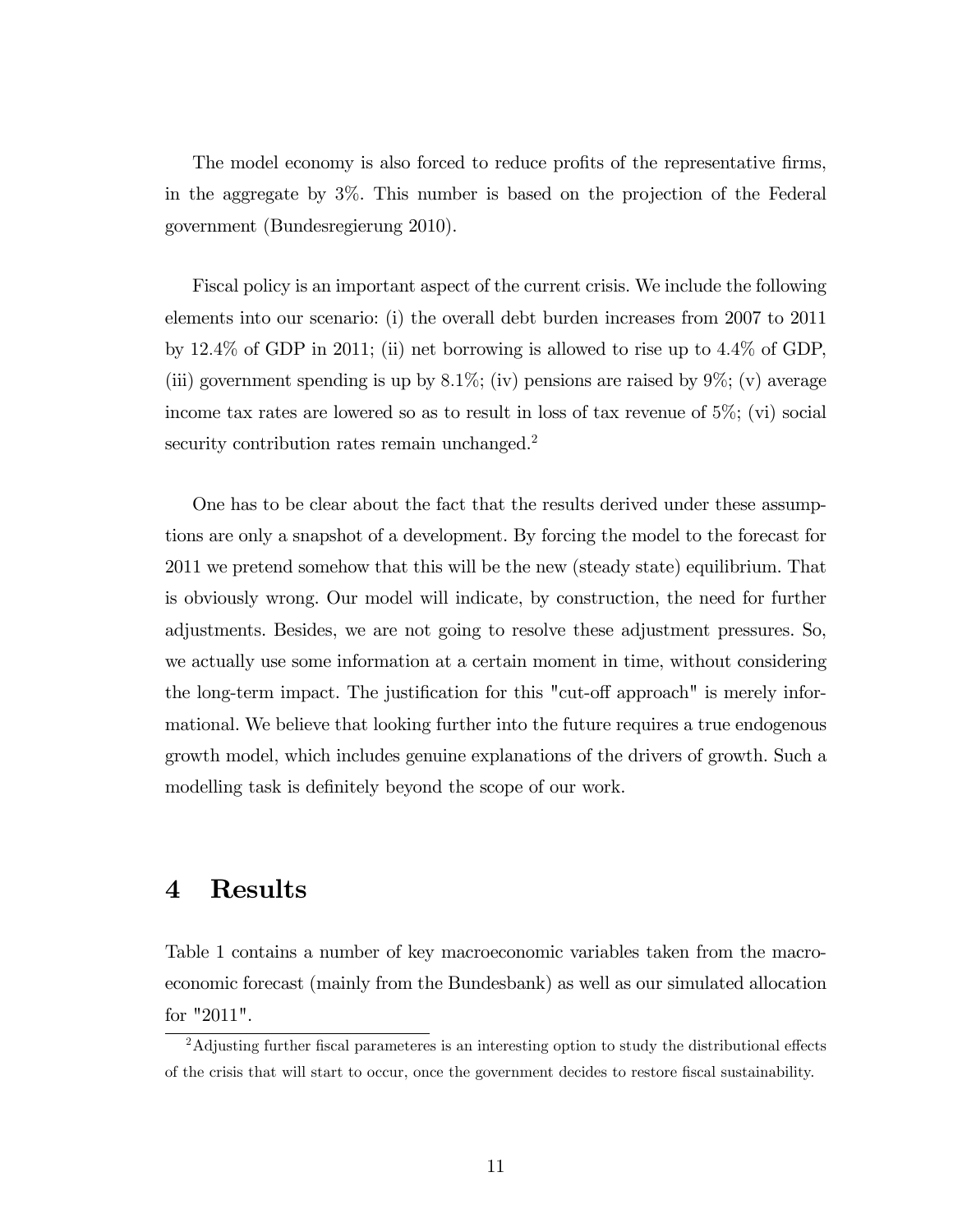The model economy is also forced to reduce profits of the representative firms, in the aggregate by 3%. This number is based on the projection of the Federal government (Bundesregierung 2010).

Fiscal policy is an important aspect of the current crisis. We include the following elements into our scenario: (i) the overall debt burden increases from 2007 to 2011 by 12.4% of GDP in 2011; (ii) net borrowing is allowed to rise up to 4.4% of GDP, (iii) government spending is up by 8.1%; (iv) pensions are raised by 9%; (v) average income tax rates are lowered so as to result in loss of tax revenue of 5%; (vi) social security contribution rates remain unchanged.[2]

One has to be clear about the fact that the results derived under these assumptions are only a snapshot of a development. By forcing the model to the forecast for 2011 we pretend somehow that this will be the new (steady state) equilibrium. That is obviously wrong. Our model will indicate, by construction, the need for further adjustments. Besides, we are not going to resolve these adjustment pressures. So, we actually use some information at a certain moment in time, without considering the long-term impact. The justification for this "cut-off approach" is merely informational. We believe that looking further into the future requires a true endogenous growth model, which includes genuine explanations of the drivers of growth. Such a modelling task is definitely beyond the scope of our work.

# 4 Results

Table 1 contains a number of key macroeconomic variables taken from the macroeconomic forecast (mainly from the Bundesbank) as well as our simulated allocation for "2011".

[2] Adjusting further fiscal parameteres is an interesting option to study the distributional effects of the crisis that will start to occur, once the government decides to restore fiscal sustainability.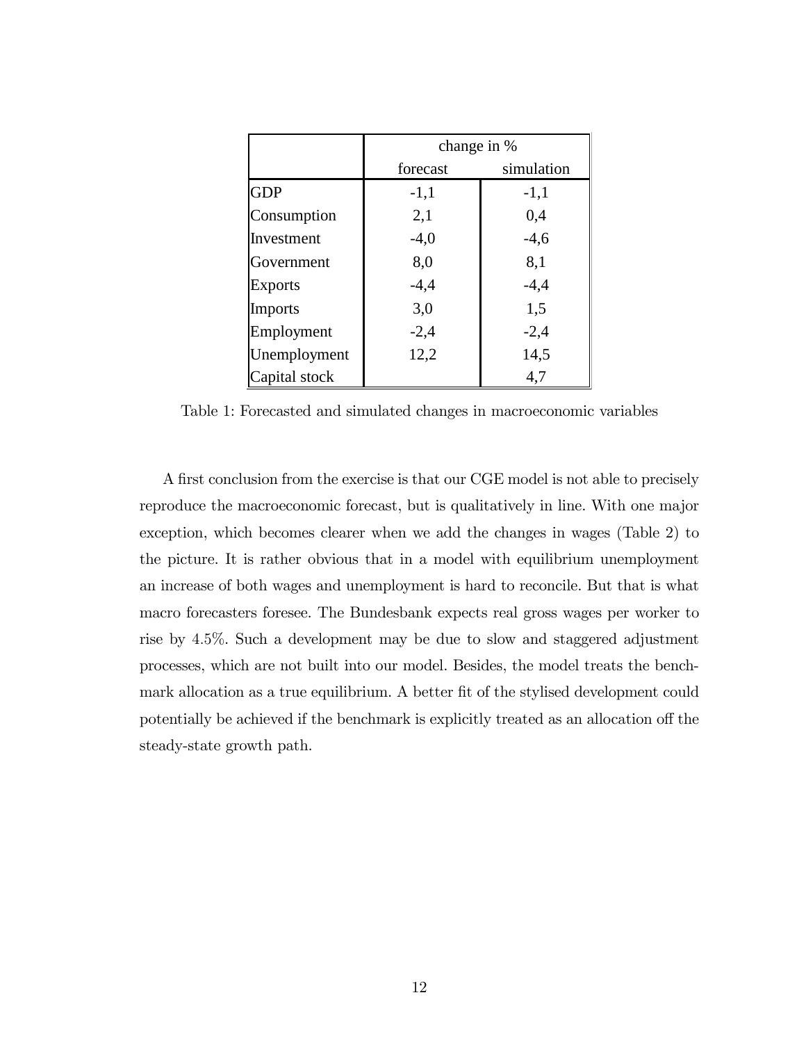| | change in % | |
|---|---|---|
| | forecast | simulation |
| GDP | -1,1 | -1,1 |
| Consumption | 2,1 | 0,4 |
| Investment | -4,0 | -4,6 |
| Government | 8,0 | 8,1 |
| Exports | -4,4 | -4,4 |
| Imports | 3,0 | 1,5 |
| Employment | -2,4 | -2,4 |
| Unemployment | 12,2 | 14,5 |
| Capital stock | | 4,7 |

Table 1: Forecasted and simulated changes in macroeconomic variables

A first conclusion from the exercise is that our CGE model is not able to precisely reproduce the macroeconomic forecast, but is qualitatively in line. With one major exception, which becomes clearer when we add the changes in wages (Table 2) to the picture. It is rather obvious that in a model with equilibrium unemployment an increase of both wages and unemployment is hard to reconcile. But that is what macro forecasters foresee. The Bundesbank expects real gross wages per worker to rise by 4.5%. Such a development may be due to slow and staggered adjustment processes, which are not built into our model. Besides, the model treats the benchmark allocation as a true equilibrium. A better fit of the stylised development could potentially be achieved if the benchmark is explicitly treated as an allocation off the steady-state growth path.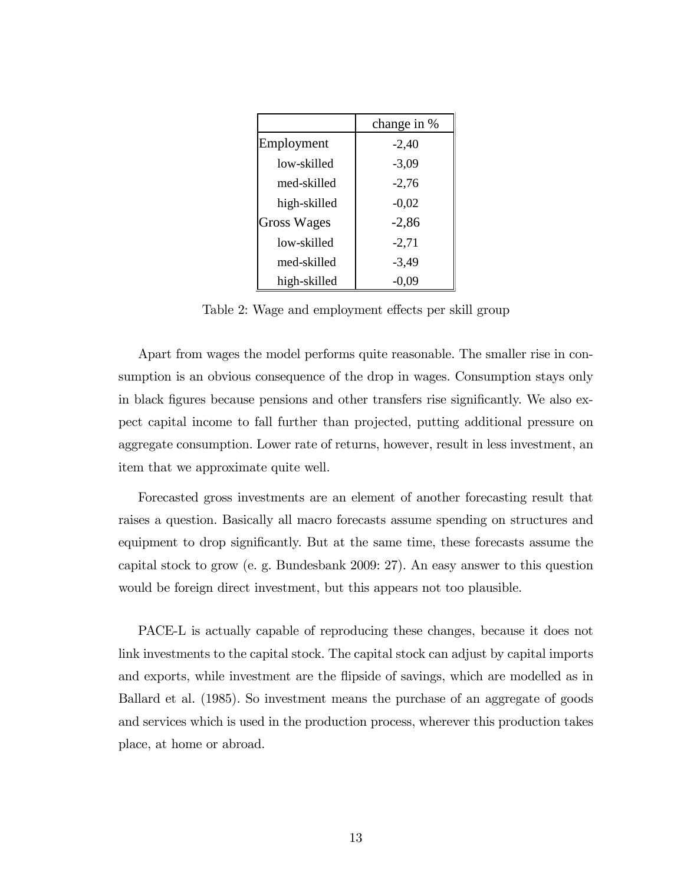| | change in % |
|---|---|
| Employment | -2,40 |
| low-skilled | -3,09 |
| med-skilled | -2,76 |
| high-skilled | -0,02 |
| Gross Wages | -2,86 |
| low-skilled | -2,71 |
| med-skilled | -3,49 |
| high-skilled | -0,09 |

Table 2: Wage and employment effects per skill group

Apart from wages the model performs quite reasonable. The smaller rise in consumption is an obvious consequence of the drop in wages. Consumption stays only in black figures because pensions and other transfers rise significantly. We also expect capital income to fall further than projected, putting additional pressure on aggregate consumption. Lower rate of returns, however, result in less investment, an item that we approximate quite well.

Forecasted gross investments are an element of another forecasting result that raises a question. Basically all macro forecasts assume spending on structures and equipment to drop significantly. But at the same time, these forecasts assume the capital stock to grow (e. g. Bundesbank 2009: 27). An easy answer to this question would be foreign direct investment, but this appears not too plausible.

PACE-L is actually capable of reproducing these changes, because it does not link investments to the capital stock. The capital stock can adjust by capital imports and exports, while investment are the flipside of savings, which are modelled as in Ballard et al. (1985). So investment means the purchase of an aggregate of goods and services which is used in the production process, wherever this production takes place, at home or abroad.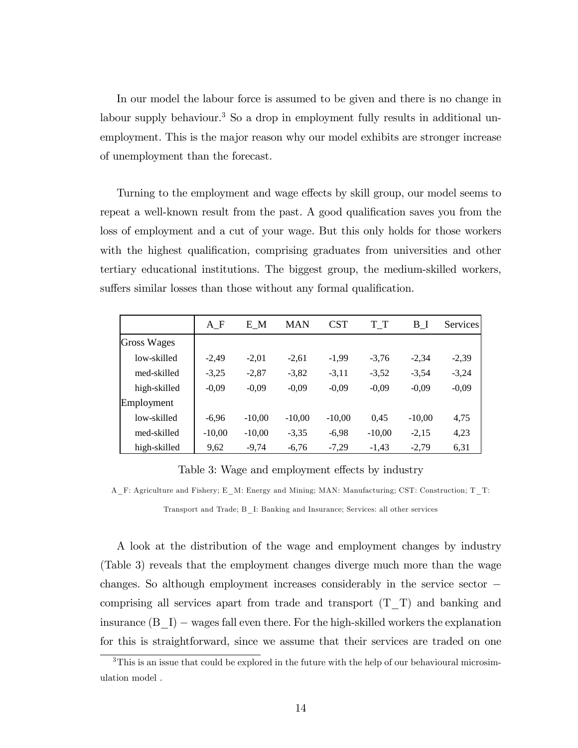In our model the labour force is assumed to be given and there is no change in labour supply behaviour.[3] So a drop in employment fully results in additional unemployment. This is the major reason why our model exhibits are stronger increase of unemployment than the forecast.

Turning to the employment and wage effects by skill group, our model seems to repeat a well-known result from the past. A good qualification saves you from the loss of employment and a cut of your wage. But this only holds for those workers with the highest qualification, comprising graduates from universities and other tertiary educational institutions. The biggest group, the medium-skilled workers, suffers similar losses than those without any formal qualification.

| | A_F | E_M | MAN | CST | T_T | B_I | Services |
|---|---|---|---|---|---|---|---|
| Gross Wages | | | | | | | |
| low-skilled | -2,49 | -2,01 | -2,61 | -1,99 | -3,76 | -2,34 | -2,39 |
| med-skilled | -3,25 | -2,87 | -3,82 | -3,11 | -3,52 | -3,54 | -3,24 |
| high-skilled | -0,09 | -0,09 | -0,09 | -0,09 | -0,09 | -0,09 | -0,09 |
| Employment | | | | | | | |
| low-skilled | -6,96 | -10,00 | -10,00 | -10,00 | 0,45 | -10,00 | 4,75 |
| med-skilled | -10,00 | -10,00 | -3,35 | -6,98 | -10,00 | -2,15 | 4,23 |
| high-skilled | 9,62 | -9,74 | -6,76 | -7,29 | -1,43 | -2,79 | 6,31 |

Table 3: Wage and employment effects by industry

A_F: Agriculture and Fishery; E_M: Energy and Mining; MAN: Manufacturing; CST: Construction; T_T: Transport and Trade; B_I: Banking and Insurance; Services: all other services

A look at the distribution of the wage and employment changes by industry (Table 3) reveals that the employment changes diverge much more than the wage changes. So although employment increases considerably in the service sector − comprising all services apart from trade and transport (T_T) and banking and insurance (B_I) − wages fall even there. For the high-skilled workers the explanation for this is straightforward, since we assume that their services are traded on one

[3] This is an issue that could be explored in the future with the help of our behavioural microsimulation model .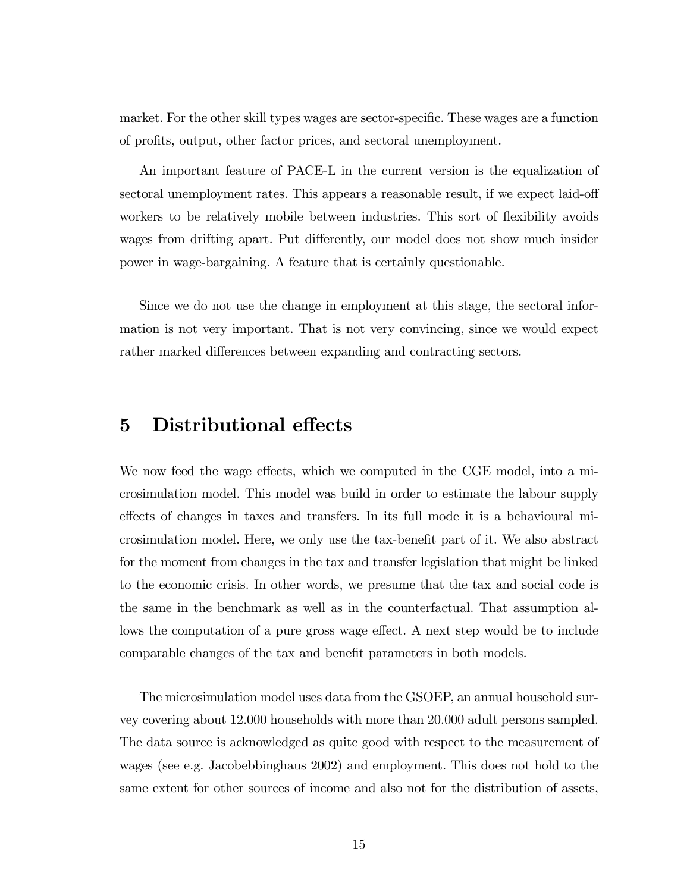market. For the other skill types wages are sector-specific. These wages are a function of profits, output, other factor prices, and sectoral unemployment.

An important feature of PACE-L in the current version is the equalization of sectoral unemployment rates. This appears a reasonable result, if we expect laid-off workers to be relatively mobile between industries. This sort of flexibility avoids wages from drifting apart. Put differently, our model does not show much insider power in wage-bargaining. A feature that is certainly questionable.

Since we do not use the change in employment at this stage, the sectoral information is not very important. That is not very convincing, since we would expect rather marked differences between expanding and contracting sectors.

# 5 Distributional effects

We now feed the wage effects, which we computed in the CGE model, into a microsimulation model. This model was build in order to estimate the labour supply effects of changes in taxes and transfers. In its full mode it is a behavioural microsimulation model. Here, we only use the tax-benefit part of it. We also abstract for the moment from changes in the tax and transfer legislation that might be linked to the economic crisis. In other words, we presume that the tax and social code is the same in the benchmark as well as in the counterfactual. That assumption allows the computation of a pure gross wage effect. A next step would be to include comparable changes of the tax and benefit parameters in both models.

The microsimulation model uses data from the GSOEP, an annual household survey covering about 12.000 households with more than 20.000 adult persons sampled. The data source is acknowledged as quite good with respect to the measurement of wages (see e.g. Jacobebbinghaus 2002) and employment. This does not hold to the same extent for other sources of income and also not for the distribution of assets,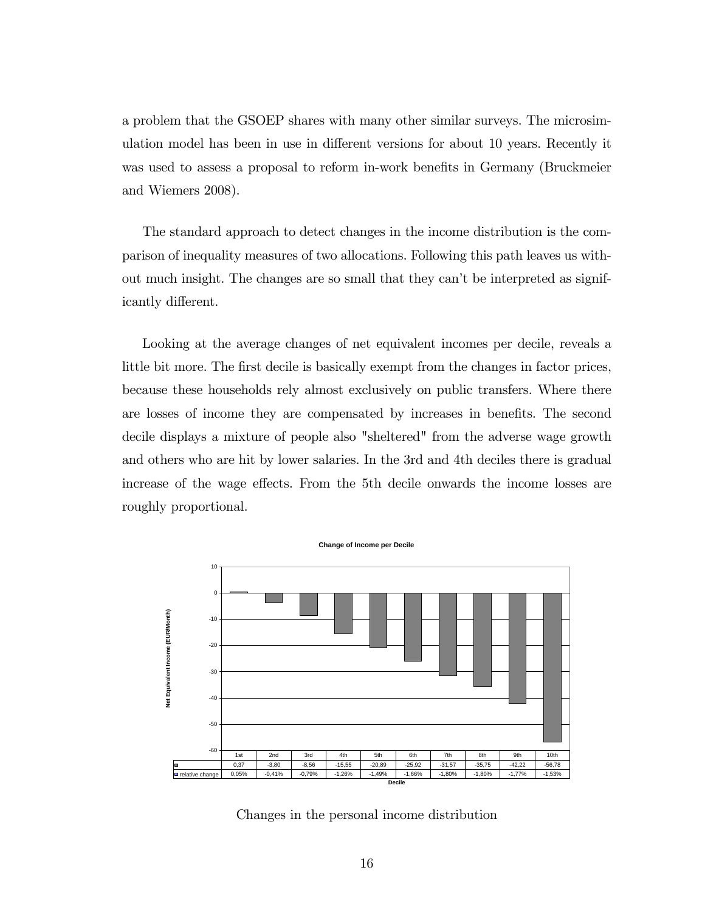a problem that the GSOEP shares with many other similar surveys. The microsimulation model has been in use in different versions for about 10 years. Recently it was used to assess a proposal to reform in-work benefits in Germany (Bruckmeier and Wiemers 2008).

The standard approach to detect changes in the income distribution is the comparison of inequality measures of two allocations. Following this path leaves us without much insight. The changes are so small that they can't be interpreted as significantly different.

Looking at the average changes of net equivalent incomes per decile, reveals a little bit more. The first decile is basically exempt from the changes in factor prices, because these households rely almost exclusively on public transfers. Where there are losses of income they are compensated by increases in benefits. The second decile displays a mixture of people also "sheltered" from the adverse wage growth and others who are hit by lower salaries. In the 3rd and 4th deciles there is gradual increase of the wage effects. From the 5th decile onwards the income losses are roughly proportional.

**Change of Income per Decile**

Net Equivalent Income (EUR/Month)

| Decile | 1st | 2nd | 3rd | 4th | 5th | 6th | 7th | 8th | 9th | 10th |
|---|---|---|---|---|---|---|---|---|---|---|
| | 0,37 | -3,80 | -8,56 | -15,55 | -20,89 | -25,92 | -31,57 | -35,75 | -42,22 | -56,78 |
| relative change | 0,05% | -0,41% | -0,79% | -1,26% | -1,49% | -1,66% | -1,80% | -1,80% | -1,77% | -1,53% |

Changes in the personal income distribution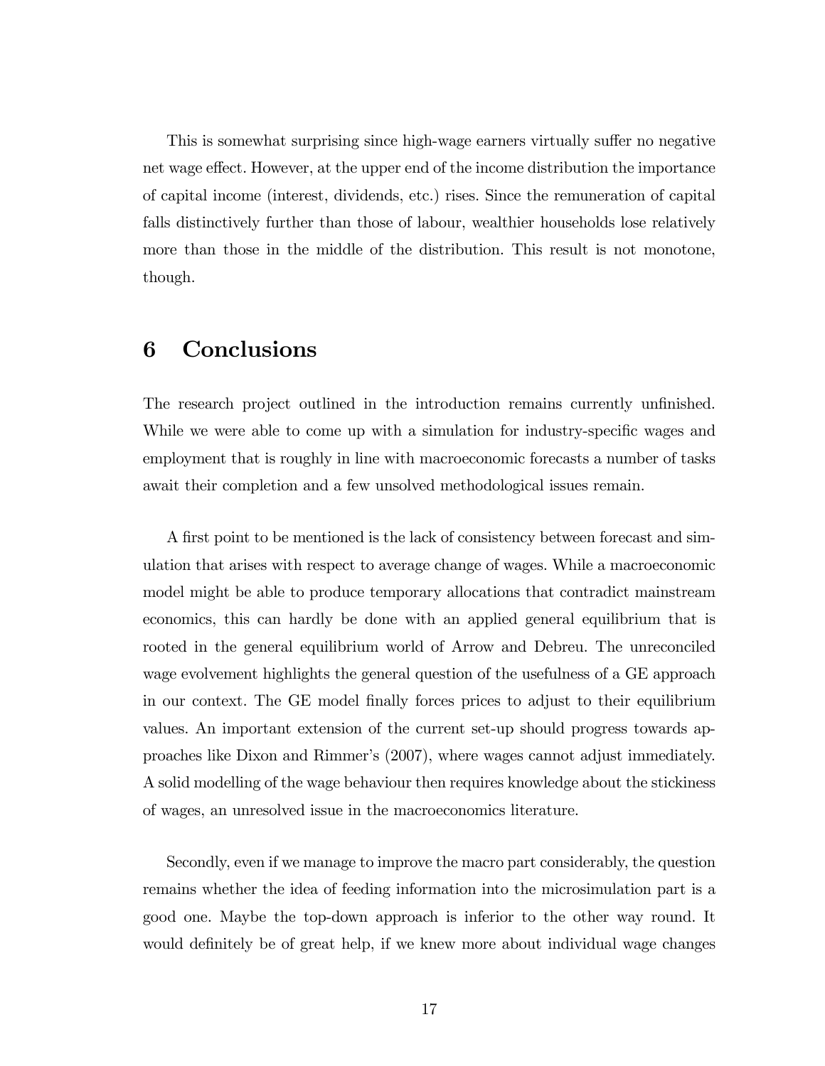This is somewhat surprising since high-wage earners virtually suffer no negative net wage effect. However, at the upper end of the income distribution the importance of capital income (interest, dividends, etc.) rises. Since the remuneration of capital falls distinctively further than those of labour, wealthier households lose relatively more than those in the middle of the distribution. This result is not monotone, though.

# 6 Conclusions

The research project outlined in the introduction remains currently unfinished. While we were able to come up with a simulation for industry-specific wages and employment that is roughly in line with macroeconomic forecasts a number of tasks await their completion and a few unsolved methodological issues remain.

A first point to be mentioned is the lack of consistency between forecast and simulation that arises with respect to average change of wages. While a macroeconomic model might be able to produce temporary allocations that contradict mainstream economics, this can hardly be done with an applied general equilibrium that is rooted in the general equilibrium world of Arrow and Debreu. The unreconciled wage evolvement highlights the general question of the usefulness of a GE approach in our context. The GE model finally forces prices to adjust to their equilibrium values. An important extension of the current set-up should progress towards approaches like Dixon and Rimmer's (2007), where wages cannot adjust immediately. A solid modelling of the wage behaviour then requires knowledge about the stickiness of wages, an unresolved issue in the macroeconomics literature.

Secondly, even if we manage to improve the macro part considerably, the question remains whether the idea of feeding information into the microsimulation part is a good one. Maybe the top-down approach is inferior to the other way round. It would definitely be of great help, if we knew more about individual wage changes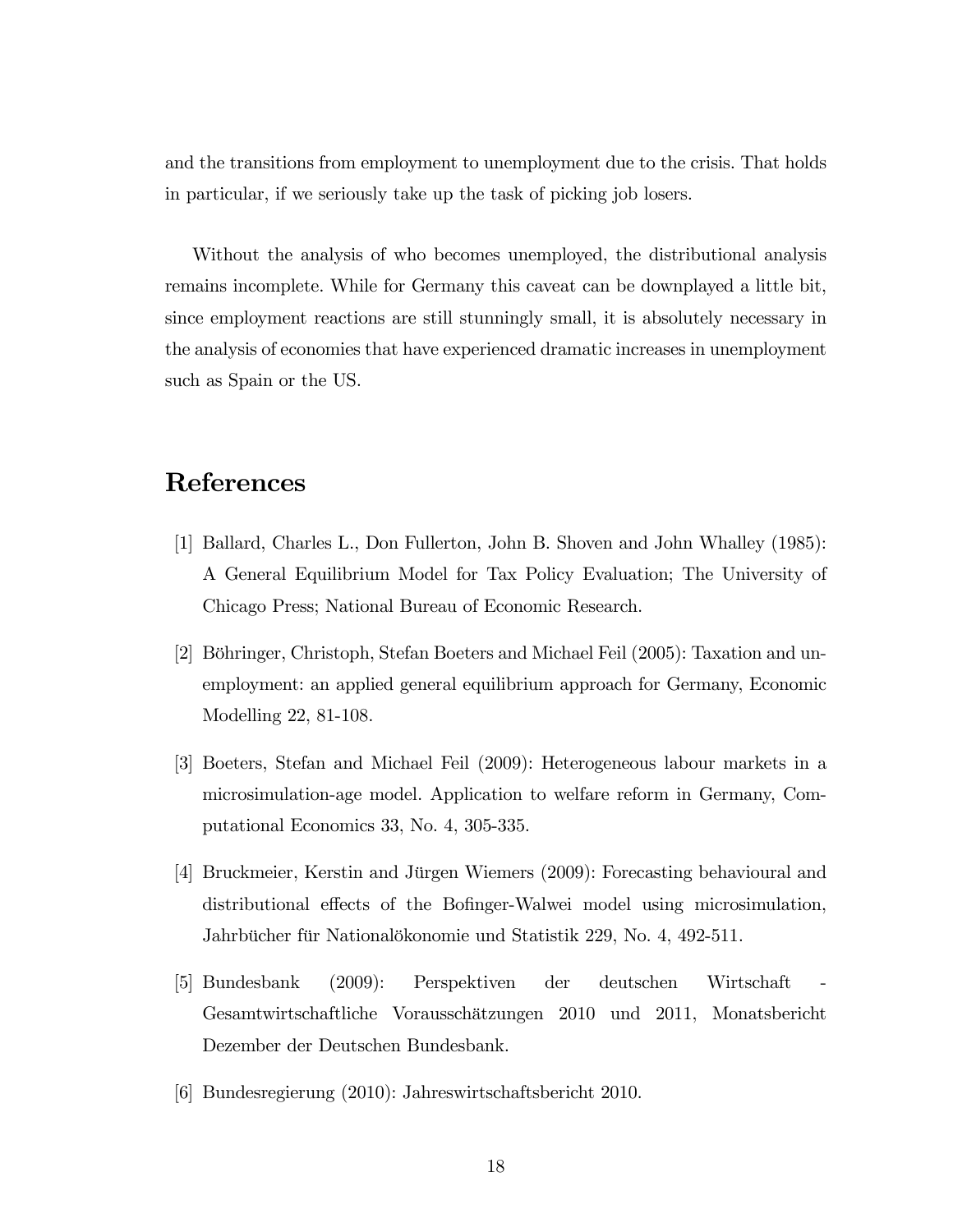and the transitions from employment to unemployment due to the crisis. That holds in particular, if we seriously take up the task of picking job losers.

Without the analysis of who becomes unemployed, the distributional analysis remains incomplete. While for Germany this caveat can be downplayed a little bit, since employment reactions are still stunningly small, it is absolutely necessary in the analysis of economies that have experienced dramatic increases in unemployment such as Spain or the US.

# References

[1] Ballard, Charles L., Don Fullerton, John B. Shoven and John Whalley (1985): A General Equilibrium Model for Tax Policy Evaluation; The University of Chicago Press; National Bureau of Economic Research.

[2] Böhringer, Christoph, Stefan Boeters and Michael Feil (2005): Taxation and unemployment: an applied general equilibrium approach for Germany, Economic Modelling 22, 81-108.

[3] Boeters, Stefan and Michael Feil (2009): Heterogeneous labour markets in a microsimulation-age model. Application to welfare reform in Germany, Computational Economics 33, No. 4, 305-335.

[4] Bruckmeier, Kerstin and Jürgen Wiemers (2009): Forecasting behavioural and distributional effects of the Bofinger-Walwei model using microsimulation, Jahrbücher für Nationalökonomie und Statistik 229, No. 4, 492-511.

[5] Bundesbank (2009): Perspektiven der deutschen Wirtschaft - Gesamtwirtschaftliche Vorausschätzungen 2010 und 2011, Monatsbericht Dezember der Deutschen Bundesbank.

[6] Bundesregierung (2010): Jahreswirtschaftsbericht 2010.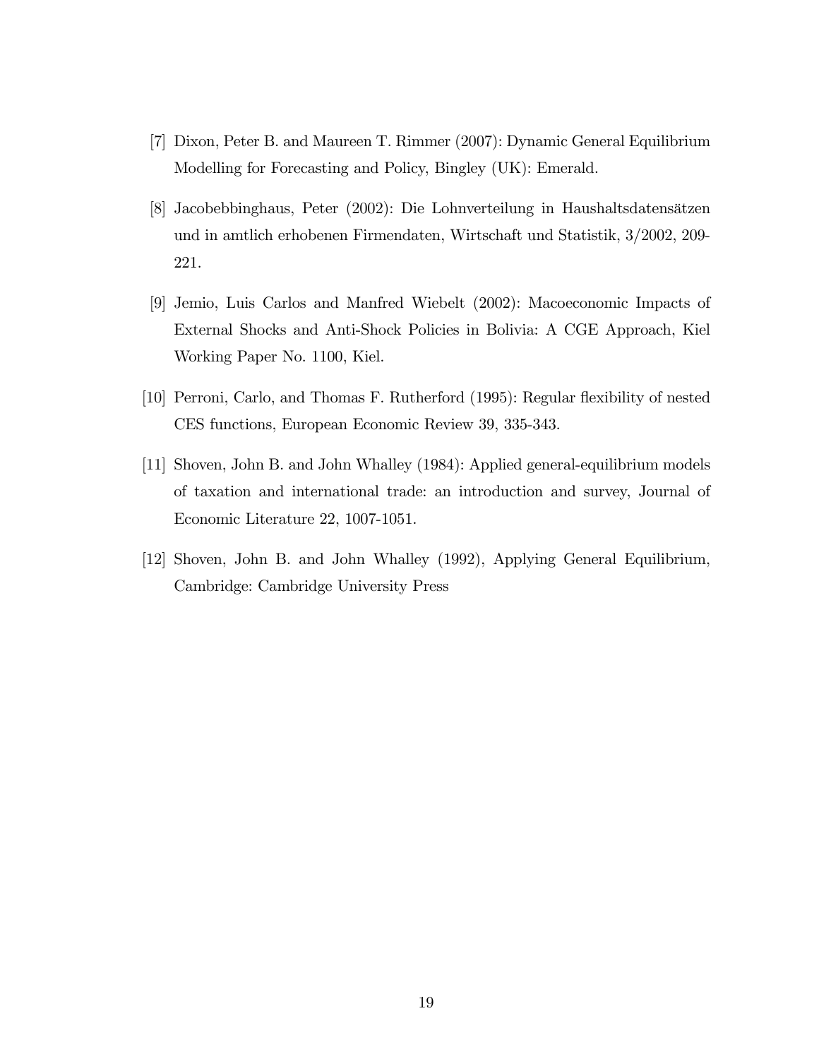[7] Dixon, Peter B. and Maureen T. Rimmer (2007): Dynamic General Equilibrium Modelling for Forecasting and Policy, Bingley (UK): Emerald.

[8] Jacobebbinghaus, Peter (2002): Die Lohnverteilung in Haushaltsdatensätzen und in amtlich erhobenen Firmendaten, Wirtschaft und Statistik, 3/2002, 209-221.

[9] Jemio, Luis Carlos and Manfred Wiebelt (2002): Macoeconomic Impacts of External Shocks and Anti-Shock Policies in Bolivia: A CGE Approach, Kiel Working Paper No. 1100, Kiel.

[10] Perroni, Carlo, and Thomas F. Rutherford (1995): Regular flexibility of nested CES functions, European Economic Review 39, 335-343.

[11] Shoven, John B. and John Whalley (1984): Applied general-equilibrium models of taxation and international trade: an introduction and survey, Journal of Economic Literature 22, 1007-1051.

[12] Shoven, John B. and John Whalley (1992), Applying General Equilibrium, Cambridge: Cambridge University Press